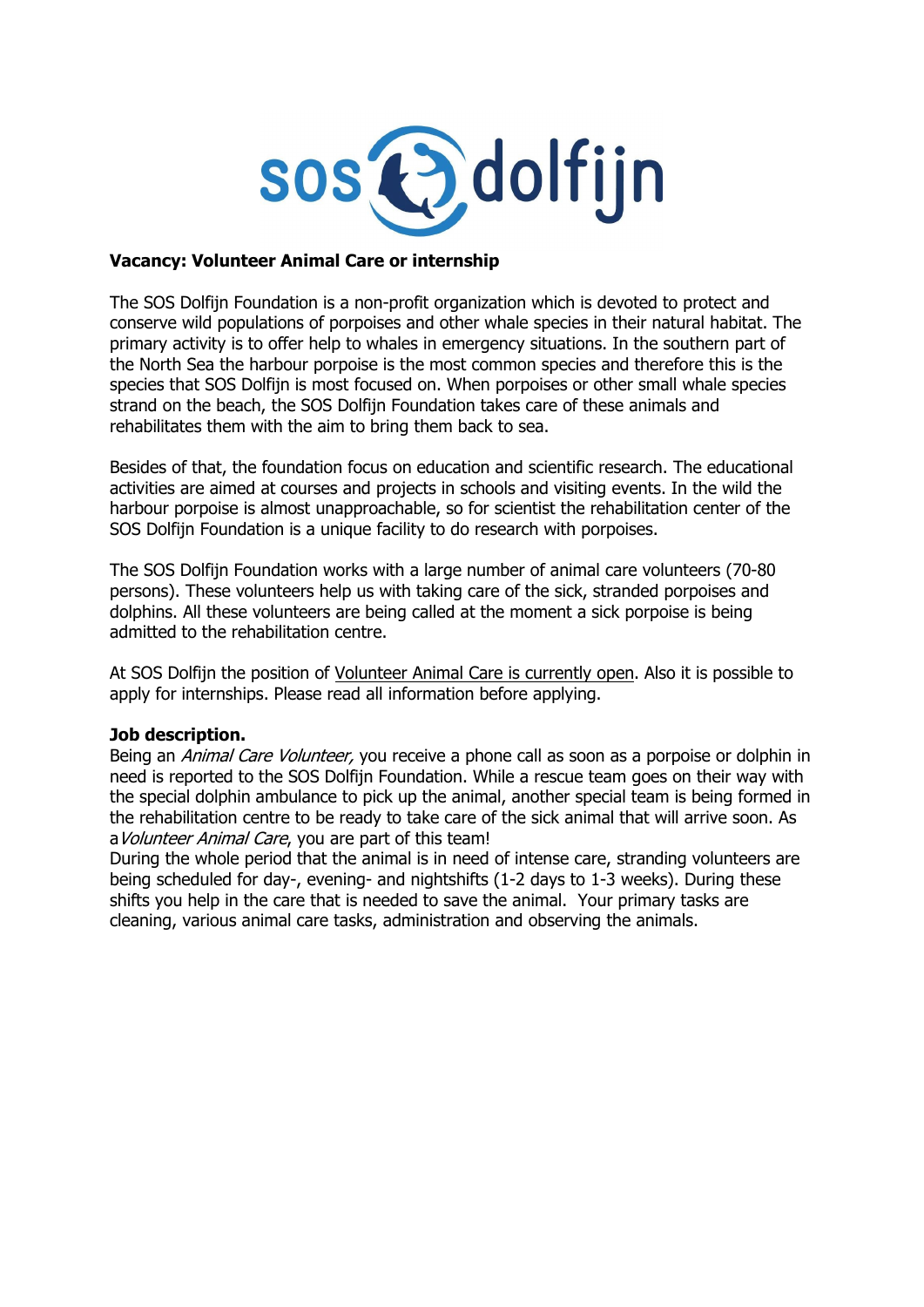**Vacancy: Volunteer Animal Care or internship**

The SOS Dolfijn Foundation is a non-profit organization which is devoted to protect and conserve wild populations of porpoises and other whale species in their natural habitat. The primary activity is to offer help to whales in emergency situations. In the southern part of the North Sea the harbour porpoise is the most common species and therefore this is the species that SOS Dolfijn is most focused on. When porpoises or other small whale species strand on the beach, the SOS Dolfijn Foundation takes care of these animals and rehabilitates them with the aim to bring them back to sea.

Besides of that, the foundation focus on education and scientific research. The educational activities are aimed at courses and projects in schools and visiting events. In the wild the harbour porpoise is almost unapproachable, so for scientist the rehabilitation center of the SOS Dolfijn Foundation is a unique facility to do research with porpoises.

The SOS Dolfijn Foundation works with a large number of animal care volunteers (70-80 persons). These volunteers help us with taking care of the sick, stranded porpoises and dolphins. All these volunteers are being called at the moment a sick porpoise is being admitted to the rehabilitation centre.

At SOS Dolfijn the position of Volunteer Animal Care is currently open. Also it is possible to apply for internships. Please read all information before applying.

**Job description.**

Being an *Animal Care Volunteer,* you receive a phone call as soon as a porpoise or dolphin in need is reported to the SOS Dolfijn Foundation. While a rescue team goes on their way with the special dolphin ambulance to pick up the animal, another special team is being formed in the rehabilitation centre to be ready to take care of the sick animal that will arrive soon. As a *Volunteer Animal Care*, you are part of this team!

During the whole period that the animal is in need of intense care, stranding volunteers are being scheduled for day-, evening- and nightshifts (1-2 days to 1-3 weeks). During these shifts you help in the care that is needed to save the animal. Your primary tasks are cleaning, various animal care tasks, administration and observing the animals.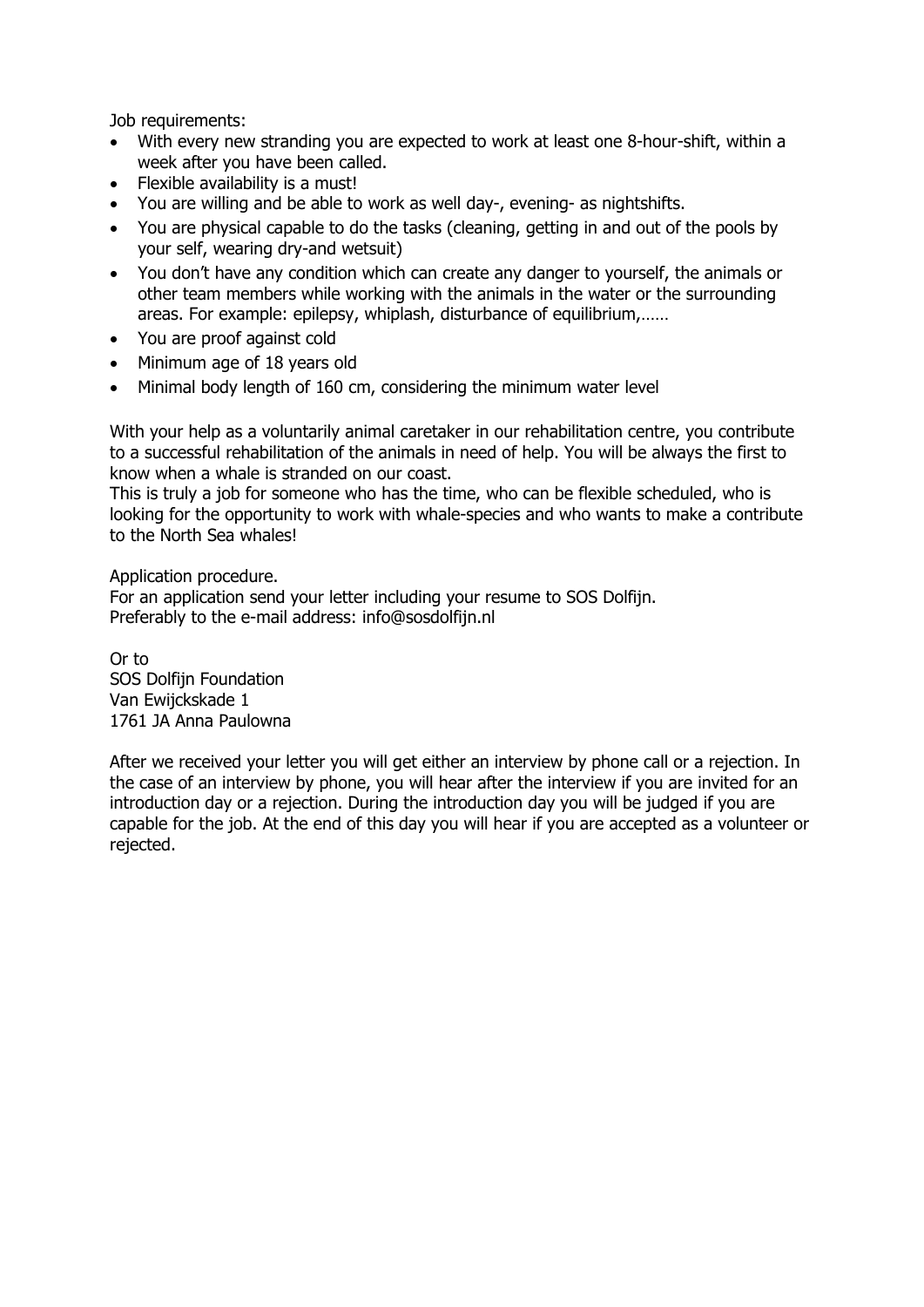Job requirements:

- With every new stranding you are expected to work at least one 8-hour-shift, within a week after you have been called.
- Flexible availability is a must!
- You are willing and be able to work as well day-, evening- as nightshifts.
- You are physical capable to do the tasks (cleaning, getting in and out of the pools by your self, wearing dry-and wetsuit)
- You don't have any condition which can create any danger to yourself, the animals or other team members while working with the animals in the water or the surrounding areas. For example: epilepsy, whiplash, disturbance of equilibrium,……
- You are proof against cold
- Minimum age of 18 years old
- Minimal body length of 160 cm, considering the minimum water level

With your help as a voluntarily animal caretaker in our rehabilitation centre, you contribute to a successful rehabilitation of the animals in need of help. You will be always the first to know when a whale is stranded on our coast.
This is truly a job for someone who has the time, who can be flexible scheduled, who is looking for the opportunity to work with whale-species and who wants to make a contribute to the North Sea whales!

Application procedure.
For an application send your letter including your resume to SOS Dolfijn.
Preferably to the e-mail address: info@sosdolfijn.nl

Or to
SOS Dolfijn Foundation
Van Ewijckskade 1
1761 JA Anna Paulowna

After we received your letter you will get either an interview by phone call or a rejection. In the case of an interview by phone, you will hear after the interview if you are invited for an introduction day or a rejection. During the introduction day you will be judged if you are capable for the job. At the end of this day you will hear if you are accepted as a volunteer or rejected.